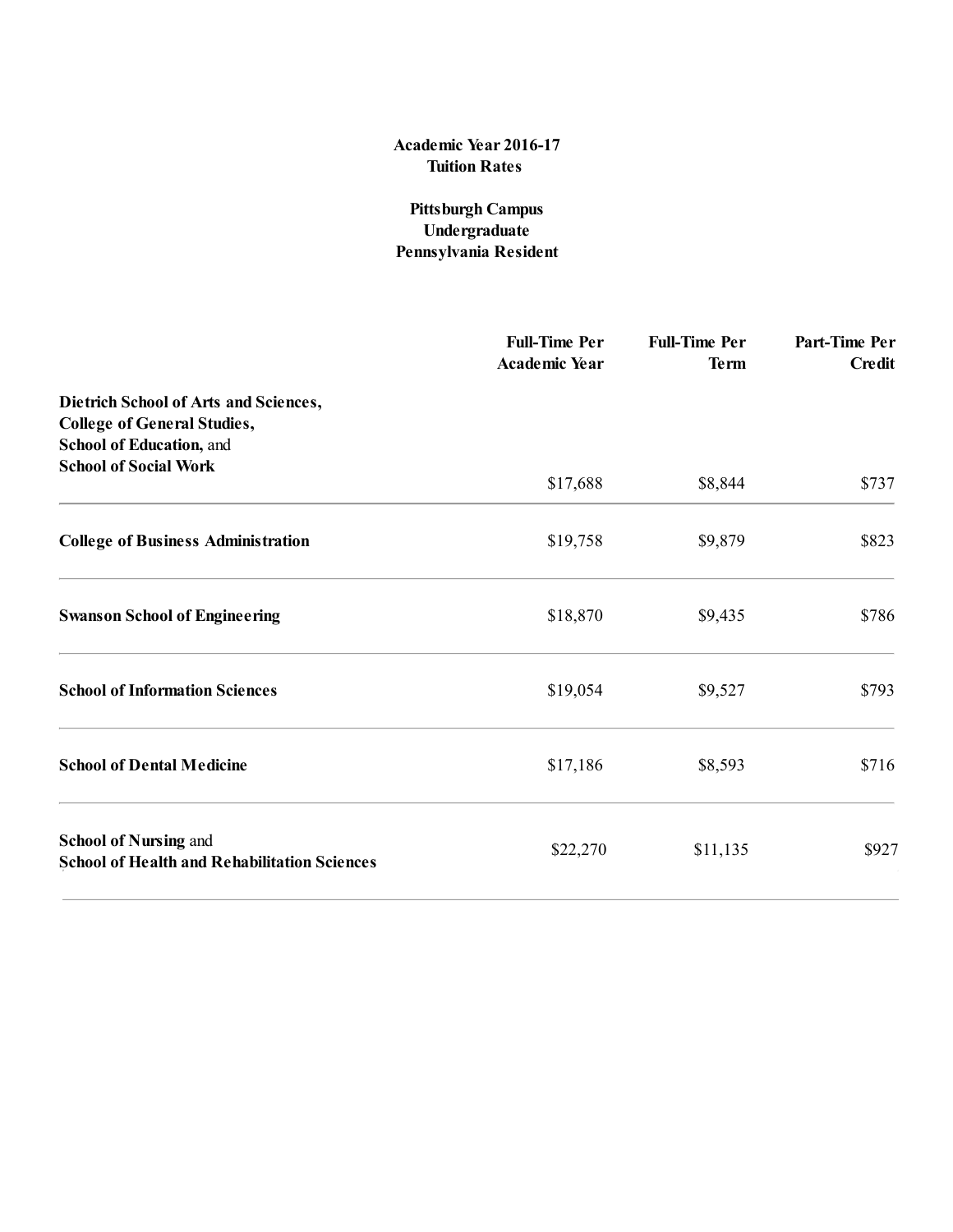**Academic Year 2016-17**
**Tuition Rates**

**Pittsburgh Campus**
**Undergraduate**
**Pennsylvania Resident**

| | Full-Time Per Academic Year | Full-Time Per Term | Part-Time Per Credit |
|---|---|---|---|
| **Dietrich School of Arts and Sciences, College of General Studies, School of Education,** and **School of Social Work** | $17,688 | $8,844 | $737 |
| **College of Business Administration** | $19,758 | $9,879 | $823 |
| **Swanson School of Engineering** | $18,870 | $9,435 | $786 |
| **School of Information Sciences** | $19,054 | $9,527 | $793 |
| **School of Dental Medicine** | $17,186 | $8,593 | $716 |
| **School of Nursing** and **School of Health and Rehabilitation Sciences** | $22,270 | $11,135 | $927 |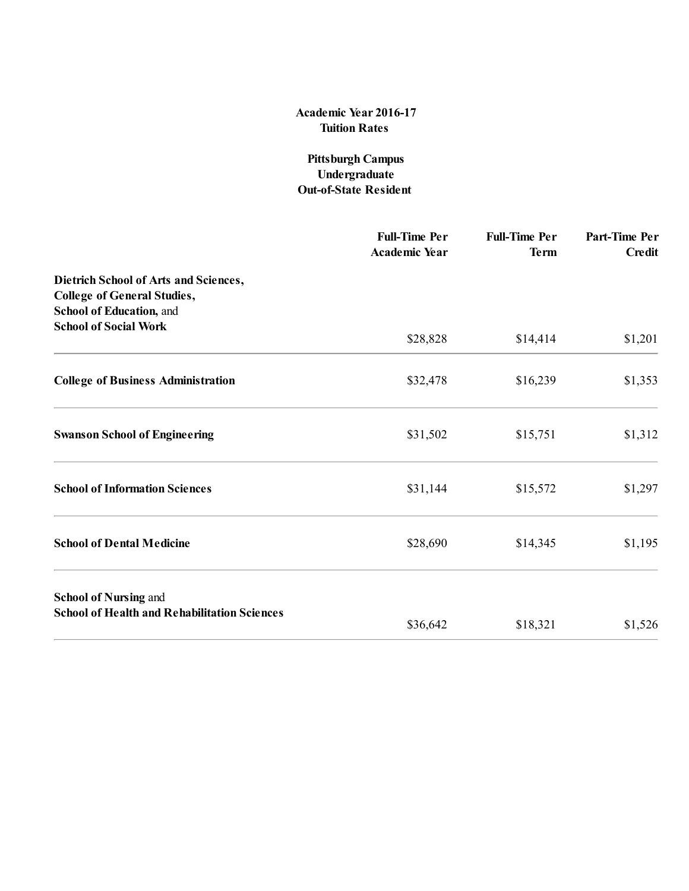**Academic Year 2016-17**
**Tuition Rates**

**Pittsburgh Campus**
**Undergraduate**
**Out-of-State Resident**

| | Full-Time Per Academic Year | Full-Time Per Term | Part-Time Per Credit |
|---|---|---|---|
| **Dietrich School of Arts and Sciences, College of General Studies, School of Education,** and **School of Social Work** | $28,828 | $14,414 | $1,201 |
| **College of Business Administration** | $32,478 | $16,239 | $1,353 |
| **Swanson School of Engineering** | $31,502 | $15,751 | $1,312 |
| **School of Information Sciences** | $31,144 | $15,572 | $1,297 |
| **School of Dental Medicine** | $28,690 | $14,345 | $1,195 |
| **School of Nursing** and **School of Health and Rehabilitation Sciences** | $36,642 | $18,321 | $1,526 |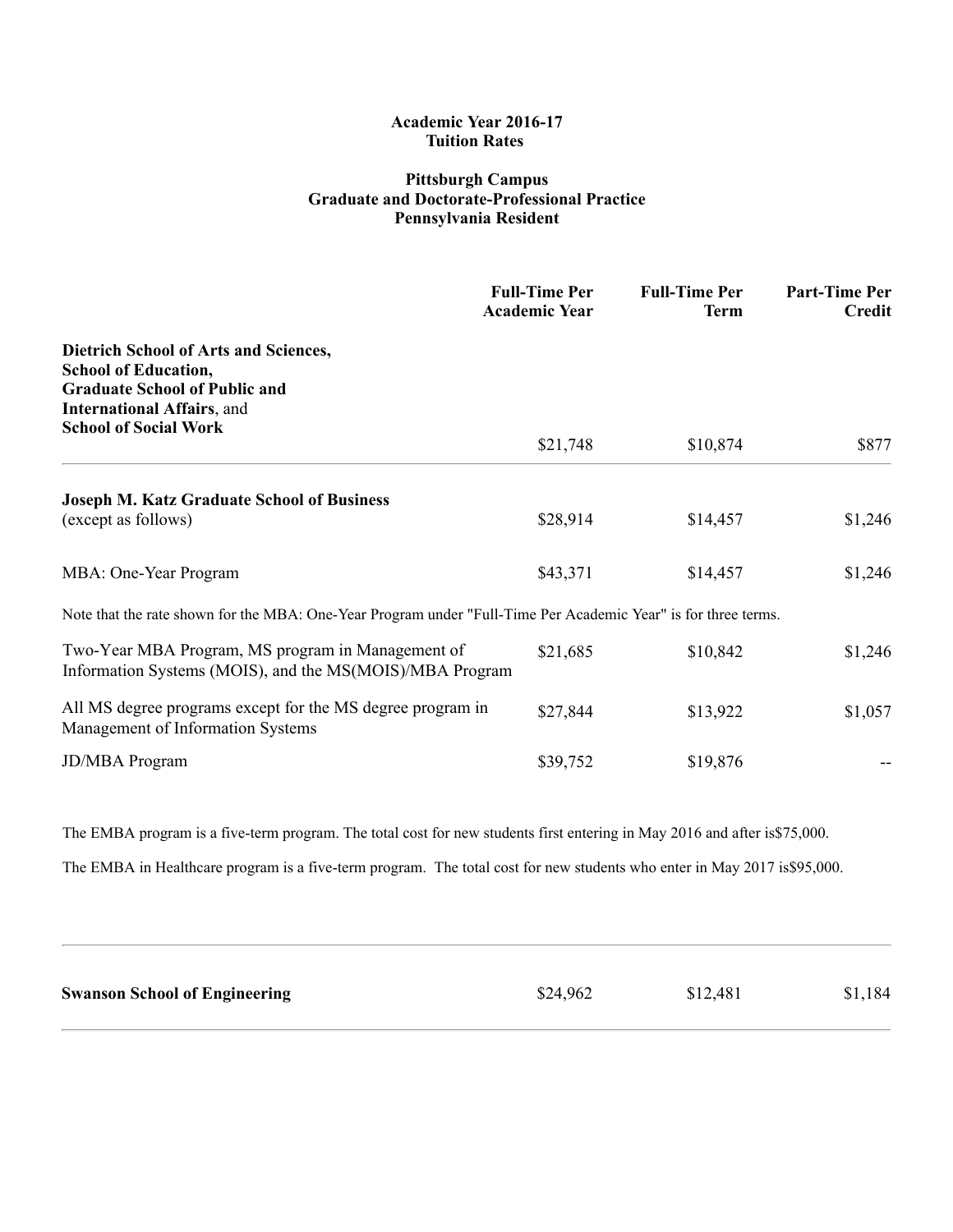**Academic Year 2016-17**
**Tuition Rates**

**Pittsburgh Campus**
**Graduate and Doctorate-Professional Practice**
**Pennsylvania Resident**

| | Full-Time Per Academic Year | Full-Time Per Term | Part-Time Per Credit |
|---|---|---|---|
| **Dietrich School of Arts and Sciences, School of Education, Graduate School of Public and International Affairs**, and **School of Social Work** | $21,748 | $10,874 | $877 |
| **Joseph M. Katz Graduate School of Business** (except as follows) | $28,914 | $14,457 | $1,246 |
| MBA: One-Year Program | $43,371 | $14,457 | $1,246 |

Note that the rate shown for the MBA: One-Year Program under "Full-Time Per Academic Year" is for three terms.

| | Full-Time Per Academic Year | Full-Time Per Term | Part-Time Per Credit |
|---|---|---|---|
| Two-Year MBA Program, MS program in Management of Information Systems (MOIS), and the MS(MOIS)/MBA Program | $21,685 | $10,842 | $1,246 |
| All MS degree programs except for the MS degree program in Management of Information Systems | $27,844 | $13,922 | $1,057 |
| JD/MBA Program | $39,752 | $19,876 | -- |

The EMBA program is a five-term program. The total cost for new students first entering in May 2016 and after is$75,000.

The EMBA in Healthcare program is a five-term program. The total cost for new students who enter in May 2017 is$95,000.

| | Full-Time Per Academic Year | Full-Time Per Term | Part-Time Per Credit |
|---|---|---|---|
| **Swanson School of Engineering** | $24,962 | $12,481 | $1,184 |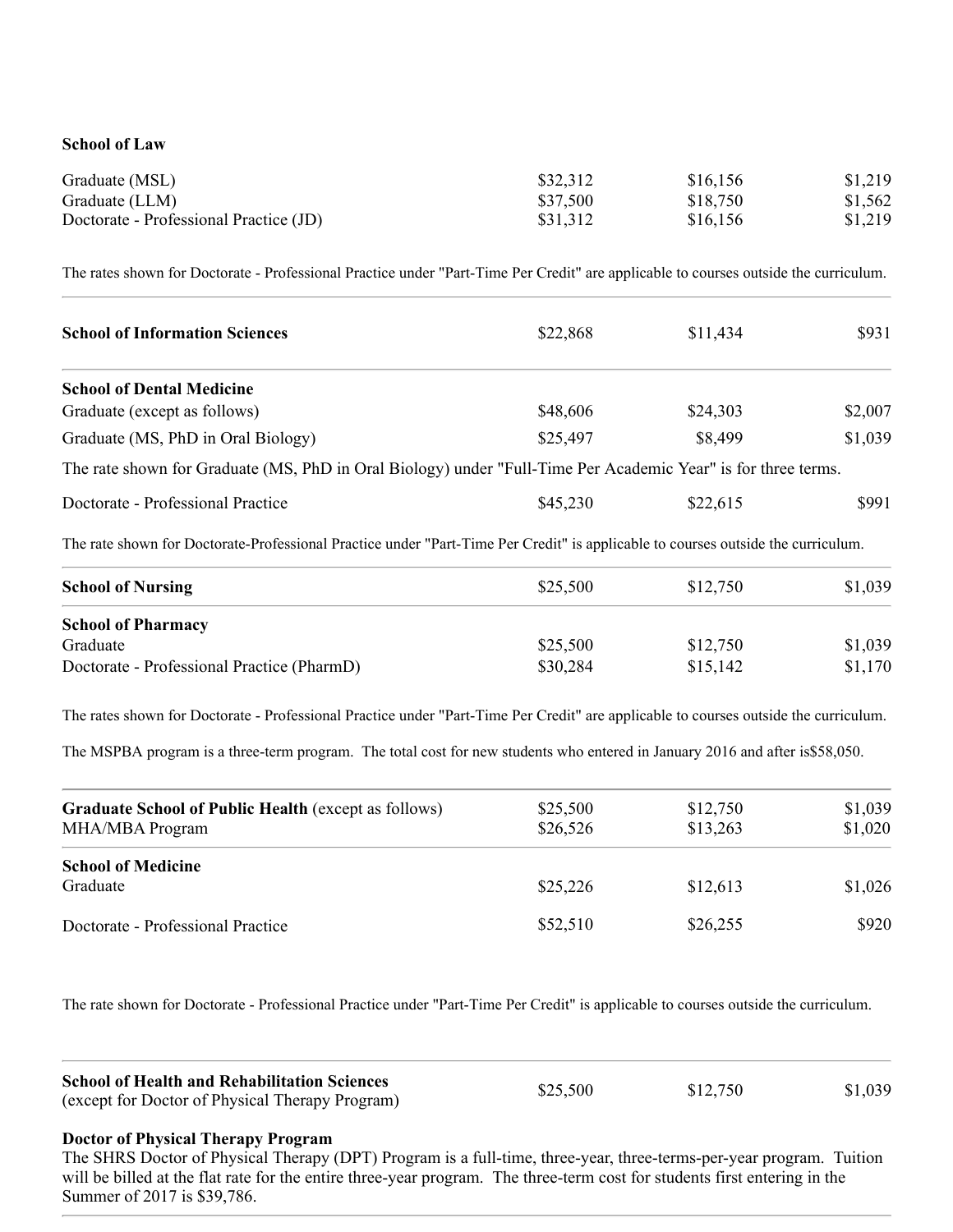| | | | |
|---|---|---|---|
| **School of Law** | | | |
| Graduate (MSL) | $32,312 | $16,156 | $1,219 |
| Graduate (LLM) | $37,500 | $18,750 | $1,562 |
| Doctorate - Professional Practice (JD) | $31,312 | $16,156 | $1,219 |

The rates shown for Doctorate - Professional Practice under "Part-Time Per Credit" are applicable to courses outside the curriculum.

| | | | |
|---|---|---|---|
| **School of Information Sciences** | $22,868 | $11,434 | $931 |

| | | | |
|---|---|---|---|
| **School of Dental Medicine** | | | |
| Graduate (except as follows) | $48,606 | $24,303 | $2,007 |
| Graduate (MS, PhD in Oral Biology) | $25,497 | $8,499 | $1,039 |

The rate shown for Graduate (MS, PhD in Oral Biology) under "Full-Time Per Academic Year" is for three terms.

| | | | |
|---|---|---|---|
| Doctorate - Professional Practice | $45,230 | $22,615 | $991 |

The rate shown for Doctorate-Professional Practice under "Part-Time Per Credit" is applicable to courses outside the curriculum.

| | | | |
|---|---|---|---|
| **School of Nursing** | $25,500 | $12,750 | $1,039 |

| | | | |
|---|---|---|---|
| **School of Pharmacy** | | | |
| Graduate | $25,500 | $12,750 | $1,039 |
| Doctorate - Professional Practice (PharmD) | $30,284 | $15,142 | $1,170 |

The rates shown for Doctorate - Professional Practice under "Part-Time Per Credit" are applicable to courses outside the curriculum.

The MSPBA program is a three-term program. The total cost for new students who entered in January 2016 and after is$58,050.

| | | | |
|---|---|---|---|
| **Graduate School of Public Health** (except as follows) | $25,500 | $12,750 | $1,039 |
| MHA/MBA Program | $26,526 | $13,263 | $1,020 |

| | | | |
|---|---|---|---|
| **School of Medicine** | | | |
| Graduate | $25,226 | $12,613 | $1,026 |
| Doctorate - Professional Practice | $52,510 | $26,255 | $920 |

The rate shown for Doctorate - Professional Practice under "Part-Time Per Credit" is applicable to courses outside the curriculum.

| | | | |
|---|---|---|---|
| **School of Health and Rehabilitation Sciences** (except for Doctor of Physical Therapy Program) | $25,500 | $12,750 | $1,039 |

**Doctor of Physical Therapy Program**

The SHRS Doctor of Physical Therapy (DPT) Program is a full-time, three-year, three-terms-per-year program. Tuition will be billed at the flat rate for the entire three-year program. The three-term cost for students first entering in the Summer of 2017 is $39,786.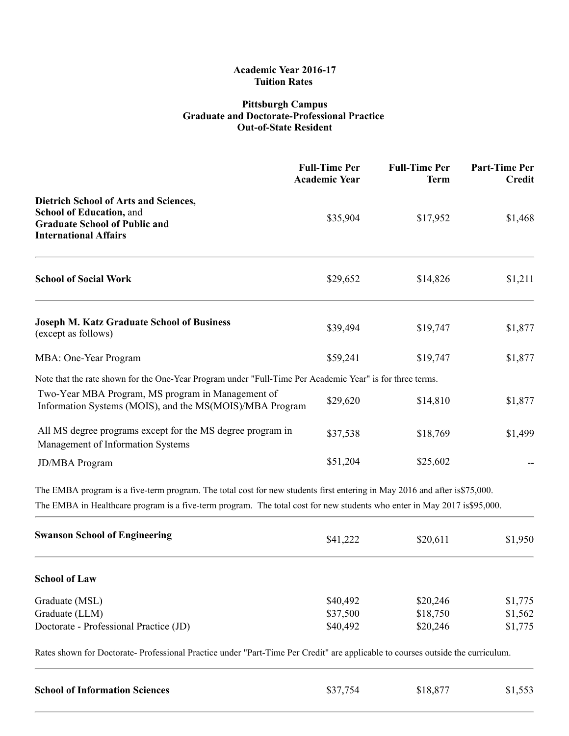**Academic Year 2016-17**
**Tuition Rates**

**Pittsburgh Campus**
**Graduate and Doctorate-Professional Practice**
**Out-of-State Resident**

| | Full-Time Per Academic Year | Full-Time Per Term | Part-Time Per Credit |
|---|---|---|---|
| **Dietrich School of Arts and Sciences, School of Education,** and **Graduate School of Public and International Affairs** | $35,904 | $17,952 | $1,468 |
| **School of Social Work** | $29,652 | $14,826 | $1,211 |
| **Joseph M. Katz Graduate School of Business** (except as follows) | $39,494 | $19,747 | $1,877 |
| MBA: One-Year Program | $59,241 | $19,747 | $1,877 |

Note that the rate shown for the One-Year Program under "Full-Time Per Academic Year" is for three terms.

| | Full-Time Per Academic Year | Full-Time Per Term | Part-Time Per Credit |
|---|---|---|---|
| Two-Year MBA Program, MS program in Management of Information Systems (MOIS), and the MS(MOIS)/MBA Program | $29,620 | $14,810 | $1,877 |
| All MS degree programs except for the MS degree program in Management of Information Systems | $37,538 | $18,769 | $1,499 |
| JD/MBA Program | $51,204 | $25,602 | -- |

The EMBA program is a five-term program. The total cost for new students first entering in May 2016 and after is$75,000.

The EMBA in Healthcare program is a five-term program. The total cost for new students who enter in May 2017 is$95,000.

| | Full-Time Per Academic Year | Full-Time Per Term | Part-Time Per Credit |
|---|---|---|---|
| **Swanson School of Engineering** | $41,222 | $20,611 | $1,950 |
| **School of Law** | | | |
| Graduate (MSL) | $40,492 | $20,246 | $1,775 |
| Graduate (LLM) | $37,500 | $18,750 | $1,562 |
| Doctorate - Professional Practice (JD) | $40,492 | $20,246 | $1,775 |

Rates shown for Doctorate- Professional Practice under "Part-Time Per Credit" are applicable to courses outside the curriculum.

| | Full-Time Per Academic Year | Full-Time Per Term | Part-Time Per Credit |
|---|---|---|---|
| **School of Information Sciences** | $37,754 | $18,877 | $1,553 |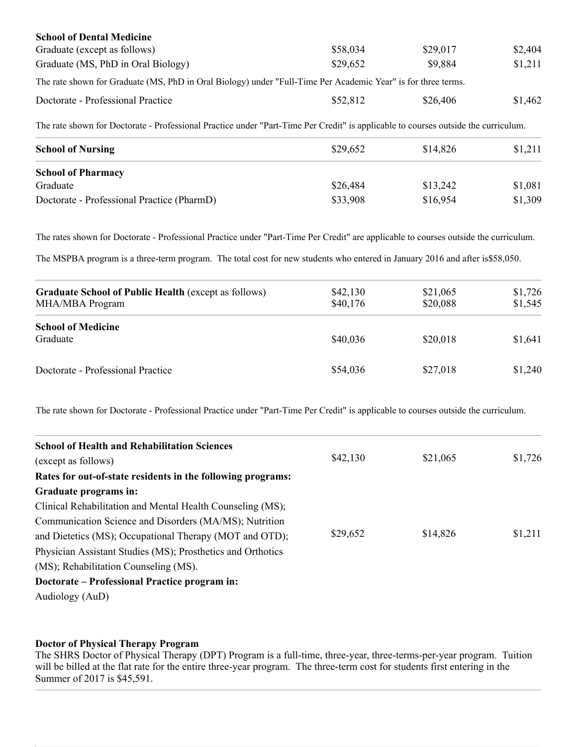| | | | |
|---|---|---|---|
| **School of Dental Medicine** | | | |
| Graduate (except as follows) | $58,034 | $29,017 | $2,404 |
| Graduate (MS, PhD in Oral Biology) | $29,652 | $9,884 | $1,211 |

The rate shown for Graduate (MS, PhD in Oral Biology) under "Full-Time Per Academic Year" is for three terms.

| | | | |
|---|---|---|---|
| Doctorate - Professional Practice | $52,812 | $26,406 | $1,462 |

The rate shown for Doctorate - Professional Practice under "Part-Time Per Credit" is applicable to courses outside the curriculum.

| | | | |
|---|---|---|---|
| **School of Nursing** | $29,652 | $14,826 | $1,211 |
| **School of Pharmacy** | | | |
| Graduate | $26,484 | $13,242 | $1,081 |
| Doctorate - Professional Practice (PharmD) | $33,908 | $16,954 | $1,309 |

The rates shown for Doctorate - Professional Practice under "Part-Time Per Credit" are applicable to courses outside the curriculum.

The MSPBA program is a three-term program. The total cost for new students who entered in January 2016 and after is$58,050.

| | | | |
|---|---|---|---|
| **Graduate School of Public Health** (except as follows) | $42,130 | $21,065 | $1,726 |
| MHA/MBA Program | $40,176 | $20,088 | $1,545 |
| **School of Medicine** | | | |
| Graduate | $40,036 | $20,018 | $1,641 |
| Doctorate - Professional Practice | $54,036 | $27,018 | $1,240 |

The rate shown for Doctorate - Professional Practice under "Part-Time Per Credit" is applicable to courses outside the curriculum.

| | | | |
|---|---|---|---|
| **School of Health and Rehabilitation Sciences** (except as follows) | $42,130 | $21,065 | $1,726 |
| **Rates for out-of-state residents in the following programs:** **Graduate programs in:** Clinical Rehabilitation and Mental Health Counseling (MS); Communication Science and Disorders (MA/MS); Nutrition and Dietetics (MS); Occupational Therapy (MOT and OTD); Physician Assistant Studies (MS); Prosthetics and Orthotics (MS); Rehabilitation Counseling (MS). **Doctorate – Professional Practice program in:** Audiology (AuD) | $29,652 | $14,826 | $1,211 |

**Doctor of Physical Therapy Program**

The SHRS Doctor of Physical Therapy (DPT) Program is a full-time, three-year, three-terms-per-year program. Tuition will be billed at the flat rate for the entire three-year program. The three-term cost for students first entering in the Summer of 2017 is $45,591.